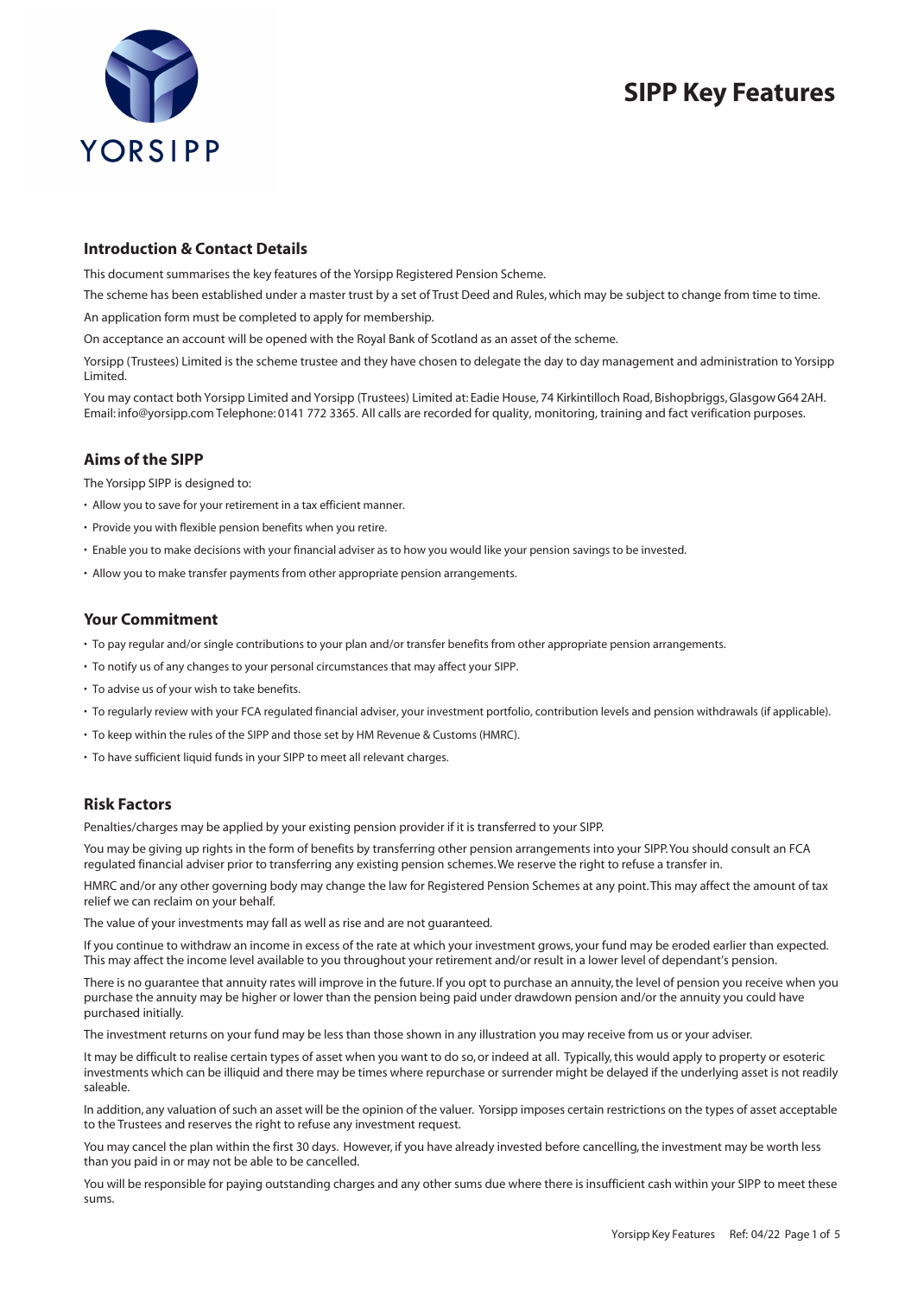# SIPP Key Features

YORSIPP

## Introduction & Contact Details

This document summarises the key features of the Yorsipp Registered Pension Scheme.

The scheme has been established under a master trust by a set of Trust Deed and Rules, which may be subject to change from time to time.

An application form must be completed to apply for membership.

On acceptance an account will be opened with the Royal Bank of Scotland as an asset of the scheme.

Yorsipp (Trustees) Limited is the scheme trustee and they have chosen to delegate the day to day management and administration to Yorsipp Limited.

You may contact both Yorsipp Limited and Yorsipp (Trustees) Limited at: Eadie House, 74 Kirkintilloch Road, Bishopbriggs, Glasgow G64 2AH. Email: info@yorsipp.com Telephone: 0141 772 3365. All calls are recorded for quality, monitoring, training and fact verification purposes.

## Aims of the SIPP

The Yorsipp SIPP is designed to:

- Allow you to save for your retirement in a tax efficient manner.
- Provide you with flexible pension benefits when you retire.
- Enable you to make decisions with your financial adviser as to how you would like your pension savings to be invested.
- Allow you to make transfer payments from other appropriate pension arrangements.

## Your Commitment

- To pay regular and/or single contributions to your plan and/or transfer benefits from other appropriate pension arrangements.
- To notify us of any changes to your personal circumstances that may affect your SIPP.
- To advise us of your wish to take benefits.
- To regularly review with your FCA regulated financial adviser, your investment portfolio, contribution levels and pension withdrawals (if applicable).
- To keep within the rules of the SIPP and those set by HM Revenue & Customs (HMRC).
- To have sufficient liquid funds in your SIPP to meet all relevant charges.

## Risk Factors

Penalties/charges may be applied by your existing pension provider if it is transferred to your SIPP.

You may be giving up rights in the form of benefits by transferring other pension arrangements into your SIPP. You should consult an FCA regulated financial adviser prior to transferring any existing pension schemes. We reserve the right to refuse a transfer in.

HMRC and/or any other governing body may change the law for Registered Pension Schemes at any point. This may affect the amount of tax relief we can reclaim on your behalf.

The value of your investments may fall as well as rise and are not guaranteed.

If you continue to withdraw an income in excess of the rate at which your investment grows, your fund may be eroded earlier than expected. This may affect the income level available to you throughout your retirement and/or result in a lower level of dependant's pension.

There is no guarantee that annuity rates will improve in the future. If you opt to purchase an annuity, the level of pension you receive when you purchase the annuity may be higher or lower than the pension being paid under drawdown pension and/or the annuity you could have purchased initially.

The investment returns on your fund may be less than those shown in any illustration you may receive from us or your adviser.

It may be difficult to realise certain types of asset when you want to do so, or indeed at all. Typically, this would apply to property or esoteric investments which can be illiquid and there may be times where repurchase or surrender might be delayed if the underlying asset is not readily saleable.

In addition, any valuation of such an asset will be the opinion of the valuer. Yorsipp imposes certain restrictions on the types of asset acceptable to the Trustees and reserves the right to refuse any investment request.

You may cancel the plan within the first 30 days. However, if you have already invested before cancelling, the investment may be worth less than you paid in or may not be able to be cancelled.

You will be responsible for paying outstanding charges and any other sums due where there is insufficient cash within your SIPP to meet these sums.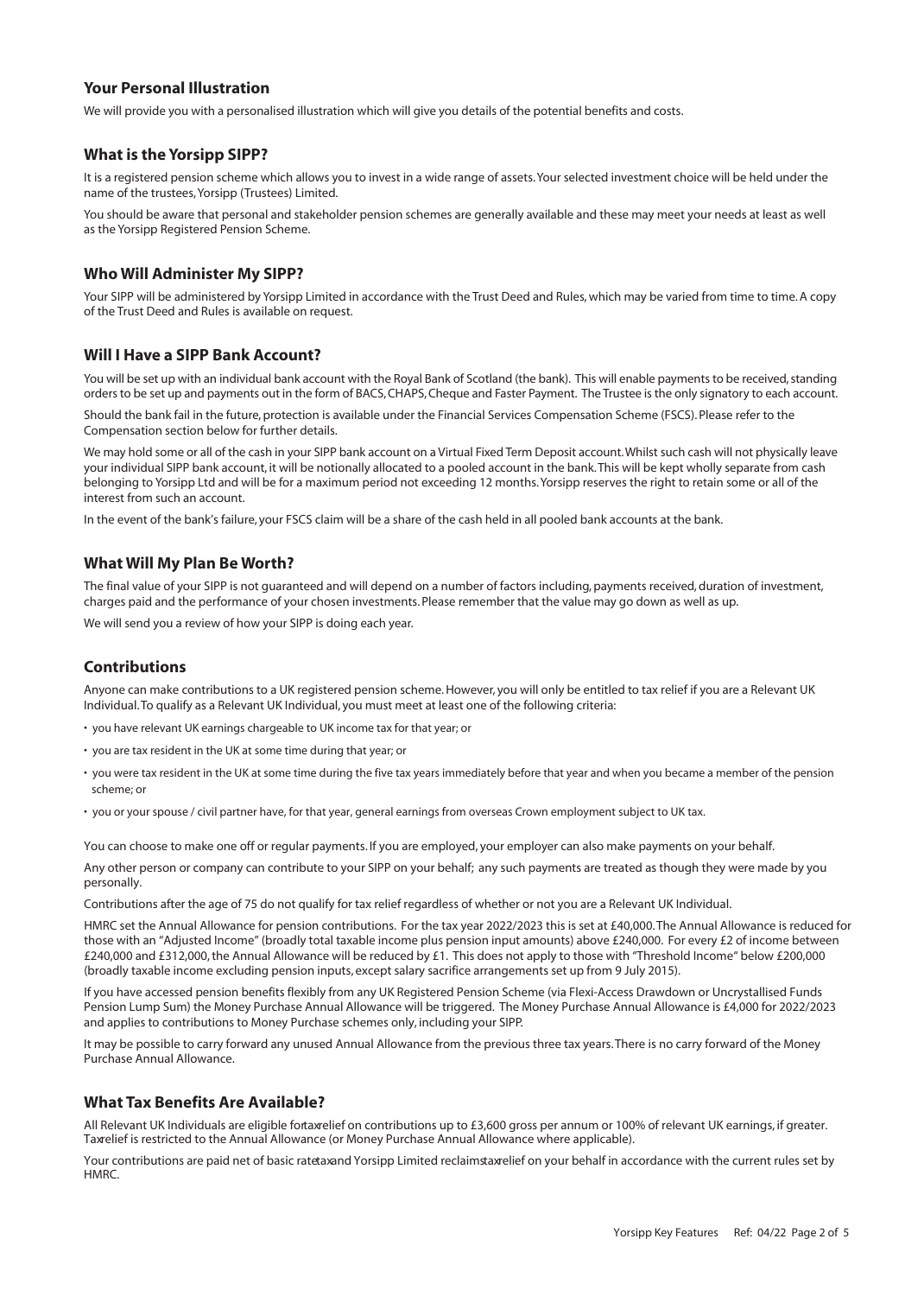## Your Personal Illustration

We will provide you with a personalised illustration which will give you details of the potential benefits and costs.

## What is the Yorsipp SIPP?

It is a registered pension scheme which allows you to invest in a wide range of assets. Your selected investment choice will be held under the name of the trustees, Yorsipp (Trustees) Limited.

You should be aware that personal and stakeholder pension schemes are generally available and these may meet your needs at least as well as the Yorsipp Registered Pension Scheme.

## Who Will Administer My SIPP?

Your SIPP will be administered by Yorsipp Limited in accordance with the Trust Deed and Rules, which may be varied from time to time. A copy of the Trust Deed and Rules is available on request.

## Will I Have a SIPP Bank Account?

You will be set up with an individual bank account with the Royal Bank of Scotland (the bank). This will enable payments to be received, standing orders to be set up and payments out in the form of BACS, CHAPS, Cheque and Faster Payment. The Trustee is the only signatory to each account.

Should the bank fail in the future, protection is available under the Financial Services Compensation Scheme (FSCS). Please refer to the Compensation section below for further details.

We may hold some or all of the cash in your SIPP bank account on a Virtual Fixed Term Deposit account. Whilst such cash will not physically leave your individual SIPP bank account, it will be notionally allocated to a pooled account in the bank. This will be kept wholly separate from cash belonging to Yorsipp Ltd and will be for a maximum period not exceeding 12 months. Yorsipp reserves the right to retain some or all of the interest from such an account.

In the event of the bank's failure, your FSCS claim will be a share of the cash held in all pooled bank accounts at the bank.

## What Will My Plan Be Worth?

The final value of your SIPP is not guaranteed and will depend on a number of factors including, payments received, duration of investment, charges paid and the performance of your chosen investments. Please remember that the value may go down as well as up.

We will send you a review of how your SIPP is doing each year.

## Contributions

Anyone can make contributions to a UK registered pension scheme. However, you will only be entitled to tax relief if you are a Relevant UK Individual. To qualify as a Relevant UK Individual, you must meet at least one of the following criteria:

- you have relevant UK earnings chargeable to UK income tax for that year; or
- you are tax resident in the UK at some time during that year; or
- you were tax resident in the UK at some time during the five tax years immediately before that year and when you became a member of the pension scheme; or
- you or your spouse / civil partner have, for that year, general earnings from overseas Crown employment subject to UK tax.

You can choose to make one off or regular payments. If you are employed, your employer can also make payments on your behalf.

Any other person or company can contribute to your SIPP on your behalf; any such payments are treated as though they were made by you personally.

Contributions after the age of 75 do not qualify for tax relief regardless of whether or not you are a Relevant UK Individual.

HMRC set the Annual Allowance for pension contributions. For the tax year 2022/2023 this is set at £40,000. The Annual Allowance is reduced for those with an "Adjusted Income" (broadly total taxable income plus pension input amounts) above £240,000. For every £2 of income between £240,000 and £312,000, the Annual Allowance will be reduced by £1. This does not apply to those with "Threshold Income" below £200,000 (broadly taxable income excluding pension inputs, except salary sacrifice arrangements set up from 9 July 2015).

If you have accessed pension benefits flexibly from any UK Registered Pension Scheme (via Flexi-Access Drawdown or Uncrystallised Funds Pension Lump Sum) the Money Purchase Annual Allowance will be triggered. The Money Purchase Annual Allowance is £4,000 for 2022/2023 and applies to contributions to Money Purchase schemes only, including your SIPP.

It may be possible to carry forward any unused Annual Allowance from the previous three tax years. There is no carry forward of the Money Purchase Annual Allowance.

## What Tax Benefits Are Available?

All Relevant UK Individuals are eligible for tax relief on contributions up to £3,600 gross per annum or 100% of relevant UK earnings, if greater. Tax relief is restricted to the Annual Allowance (or Money Purchase Annual Allowance where applicable).

Your contributions are paid net of basic rate tax and Yorsipp Limited reclaims tax relief on your behalf in accordance with the current rules set by HMRC.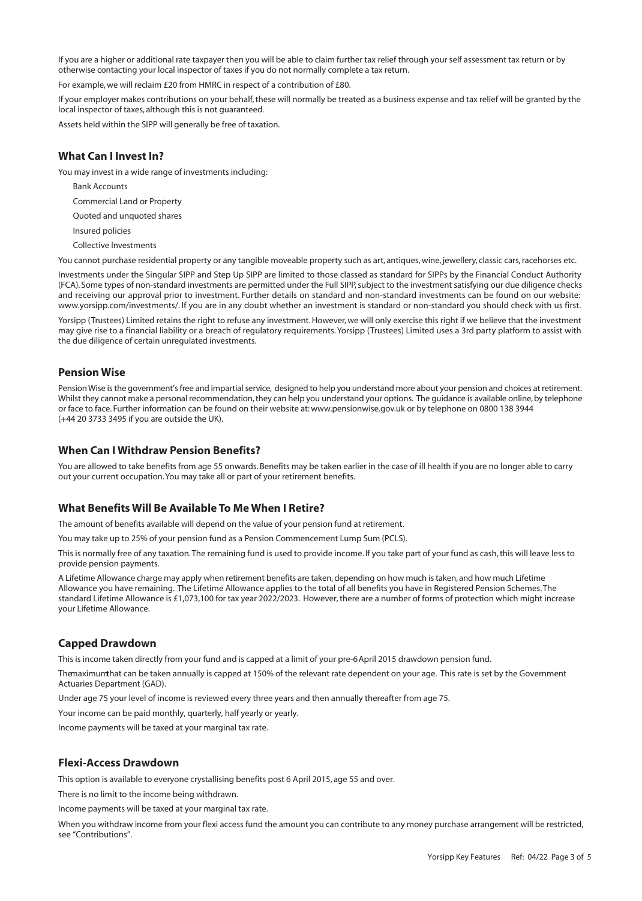If you are a higher or additional rate taxpayer then you will be able to claim further tax relief through your self assessment tax return or by otherwise contacting your local inspector of taxes if you do not normally complete a tax return.

For example, we will reclaim £20 from HMRC in respect of a contribution of £80.

If your employer makes contributions on your behalf, these will normally be treated as a business expense and tax relief will be granted by the local inspector of taxes, although this is not guaranteed.

Assets held within the SIPP will generally be free of taxation.

## What Can I Invest In?

You may invest in a wide range of investments including:

- Bank Accounts
- Commercial Land or Property
- Quoted and unquoted shares
- Insured policies
- Collective Investments

You cannot purchase residential property or any tangible moveable property such as art, antiques, wine, jewellery, classic cars, racehorses etc.

Investments under the Singular SIPP and Step Up SIPP are limited to those classed as standard for SIPPs by the Financial Conduct Authority (FCA). Some types of non-standard investments are permitted under the Full SIPP, subject to the investment satisfying our due diligence checks and receiving our approval prior to investment. Further details on standard and non-standard investments can be found on our website: www.yorsipp.com/investments/. If you are in any doubt whether an investment is standard or non-standard you should check with us first.

Yorsipp (Trustees) Limited retains the right to refuse any investment. However, we will only exercise this right if we believe that the investment may give rise to a financial liability or a breach of regulatory requirements. Yorsipp (Trustees) Limited uses a 3rd party platform to assist with the due diligence of certain unregulated investments.

## Pension Wise

Pension Wise is the government's free and impartial service, designed to help you understand more about your pension and choices at retirement. Whilst they cannot make a personal recommendation, they can help you understand your options. The guidance is available online, by telephone or face to face. Further information can be found on their website at: www.pensionwise.gov.uk or by telephone on 0800 138 3944 (+44 20 3733 3495 if you are outside the UK).

## When Can I Withdraw Pension Benefits?

You are allowed to take benefits from age 55 onwards. Benefits may be taken earlier in the case of ill health if you are no longer able to carry out your current occupation. You may take all or part of your retirement benefits.

## What Benefits Will Be Available To Me When I Retire?

The amount of benefits available will depend on the value of your pension fund at retirement.

You may take up to 25% of your pension fund as a Pension Commencement Lump Sum (PCLS).

This is normally free of any taxation. The remaining fund is used to provide income. If you take part of your fund as cash, this will leave less to provide pension payments.

A Lifetime Allowance charge may apply when retirement benefits are taken, depending on how much is taken, and how much Lifetime Allowance you have remaining. The Lifetime Allowance applies to the total of all benefits you have in Registered Pension Schemes. The standard Lifetime Allowance is £1,073,100 for tax year 2022/2023. However, there are a number of forms of protection which might increase your Lifetime Allowance.

## Capped Drawdown

This is income taken directly from your fund and is capped at a limit of your pre-6 April 2015 drawdown pension fund.

The maximum that can be taken annually is capped at 150% of the relevant rate dependent on your age. This rate is set by the Government Actuaries Department (GAD).

Under age 75 your level of income is reviewed every three years and then annually thereafter from age 75.

Your income can be paid monthly, quarterly, half yearly or yearly.

Income payments will be taxed at your marginal tax rate.

## Flexi-Access Drawdown

This option is available to everyone crystallising benefits post 6 April 2015, age 55 and over.

There is no limit to the income being withdrawn.

Income payments will be taxed at your marginal tax rate.

When you withdraw income from your flexi access fund the amount you can contribute to any money purchase arrangement will be restricted, see "Contributions".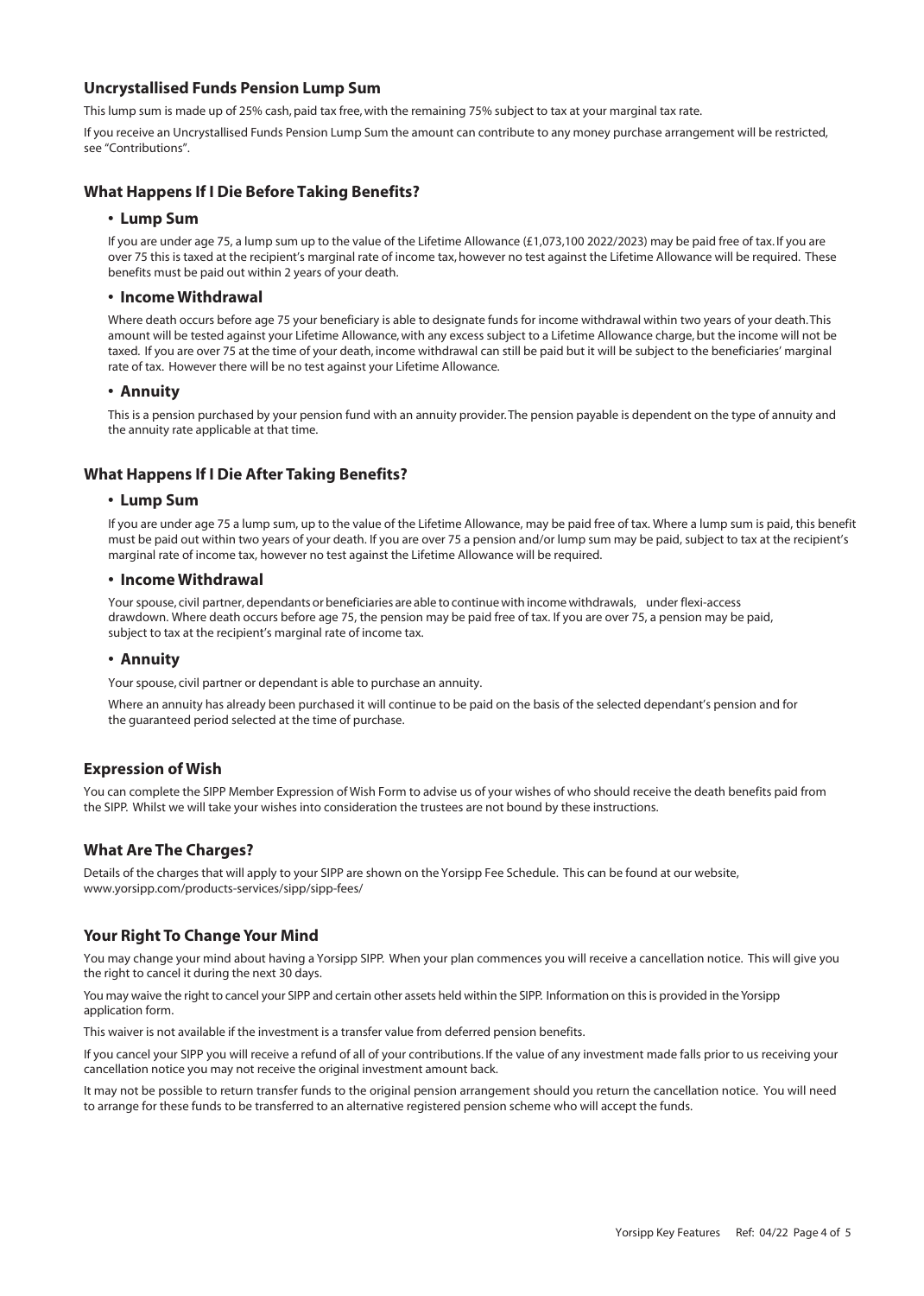## Uncrystallised Funds Pension Lump Sum

This lump sum is made up of 25% cash, paid tax free, with the remaining 75% subject to tax at your marginal tax rate.

If you receive an Uncrystallised Funds Pension Lump Sum the amount can contribute to any money purchase arrangement will be restricted, see "Contributions".

## What Happens If I Die Before Taking Benefits?

- **Lump Sum**

  If you are under age 75, a lump sum up to the value of the Lifetime Allowance (£1,073,100 2022/2023) may be paid free of tax. If you are over 75 this is taxed at the recipient's marginal rate of income tax, however no test against the Lifetime Allowance will be required. These benefits must be paid out within 2 years of your death.

- **Income Withdrawal**

  Where death occurs before age 75 your beneficiary is able to designate funds for income withdrawal within two years of your death. This amount will be tested against your Lifetime Allowance, with any excess subject to a Lifetime Allowance charge, but the income will not be taxed. If you are over 75 at the time of your death, income withdrawal can still be paid but it will be subject to the beneficiaries' marginal rate of tax. However there will be no test against your Lifetime Allowance.

- **Annuity**

  This is a pension purchased by your pension fund with an annuity provider. The pension payable is dependent on the type of annuity and the annuity rate applicable at that time.

## What Happens If I Die After Taking Benefits?

- **Lump Sum**

  If you are under age 75 a lump sum, up to the value of the Lifetime Allowance, may be paid free of tax. Where a lump sum is paid, this benefit must be paid out within two years of your death. If you are over 75 a pension and/or lump sum may be paid, subject to tax at the recipient's marginal rate of income tax, however no test against the Lifetime Allowance will be required.

- **Income Withdrawal**

  Your spouse, civil partner, dependants or beneficiaries are able to continue with income withdrawals, under flexi-access drawdown. Where death occurs before age 75, the pension may be paid free of tax. If you are over 75, a pension may be paid, subject to tax at the recipient's marginal rate of income tax.

- **Annuity**

  Your spouse, civil partner or dependant is able to purchase an annuity.

  Where an annuity has already been purchased it will continue to be paid on the basis of the selected dependant's pension and for the guaranteed period selected at the time of purchase.

## Expression of Wish

You can complete the SIPP Member Expression of Wish Form to advise us of your wishes of who should receive the death benefits paid from the SIPP. Whilst we will take your wishes into consideration the trustees are not bound by these instructions.

## What Are The Charges?

Details of the charges that will apply to your SIPP are shown on the Yorsipp Fee Schedule. This can be found at our website, www.yorsipp.com/products-services/sipp/sipp-fees/

## Your Right To Change Your Mind

You may change your mind about having a Yorsipp SIPP. When your plan commences you will receive a cancellation notice. This will give you the right to cancel it during the next 30 days.

You may waive the right to cancel your SIPP and certain other assets held within the SIPP. Information on this is provided in the Yorsipp application form.

This waiver is not available if the investment is a transfer value from deferred pension benefits.

If you cancel your SIPP you will receive a refund of all of your contributions. If the value of any investment made falls prior to us receiving your cancellation notice you may not receive the original investment amount back.

It may not be possible to return transfer funds to the original pension arrangement should you return the cancellation notice. You will need to arrange for these funds to be transferred to an alternative registered pension scheme who will accept the funds.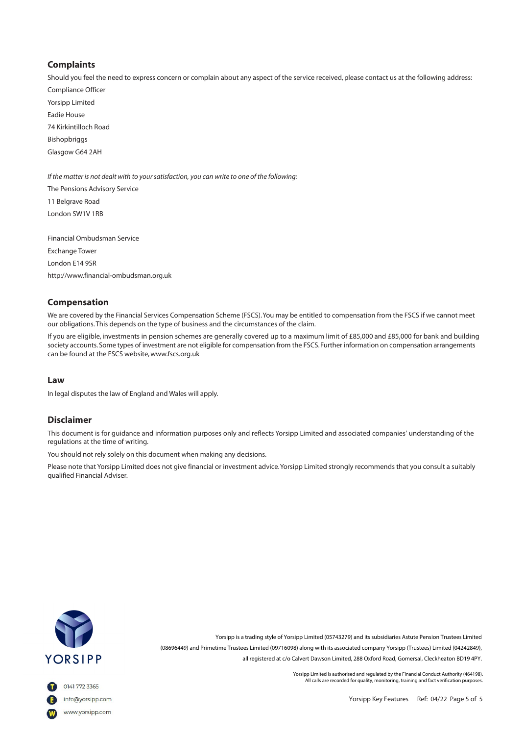## Complaints

Should you feel the need to express concern or complain about any aspect of the service received, please contact us at the following address:

Compliance Officer
Yorsipp Limited
Eadie House
74 Kirkintilloch Road
Bishopbriggs
Glasgow G64 2AH

*If the matter is not dealt with to your satisfaction, you can write to one of the following:*

The Pensions Advisory Service
11 Belgrave Road
London SW1V 1RB

Financial Ombudsman Service
Exchange Tower
London E14 9SR
http://www.financial-ombudsman.org.uk

## Compensation

We are covered by the Financial Services Compensation Scheme (FSCS). You may be entitled to compensation from the FSCS if we cannot meet our obligations. This depends on the type of business and the circumstances of the claim.

If you are eligible, investments in pension schemes are generally covered up to a maximum limit of £85,000 and £85,000 for bank and building society accounts. Some types of investment are not eligible for compensation from the FSCS. Further information on compensation arrangements can be found at the FSCS website, www.fscs.org.uk

## Law

In legal disputes the law of England and Wales will apply.

## Disclaimer

This document is for guidance and information purposes only and reflects Yorsipp Limited and associated companies' understanding of the regulations at the time of writing.

You should not rely solely on this document when making any decisions.

Please note that Yorsipp Limited does not give financial or investment advice. Yorsipp Limited strongly recommends that you consult a suitably qualified Financial Adviser.

YORSIPP

T 0141 772 3365
E info@yorsipp.com
W www.yorsipp.com

Yorsipp is a trading style of Yorsipp Limited (05743279) and its subsidiaries Astute Pension Trustees Limited (08696449) and Primetime Trustees Limited (09716098) along with its associated company Yorsipp (Trustees) Limited (04242849), all registered at c/o Calvert Dawson Limited, 288 Oxford Road, Gomersal, Cleckheaton BD19 4PY.

Yorsipp Limited is authorised and regulated by the Financial Conduct Authority (464198).
All calls are recorded for quality, monitoring, training and fact verification purposes.